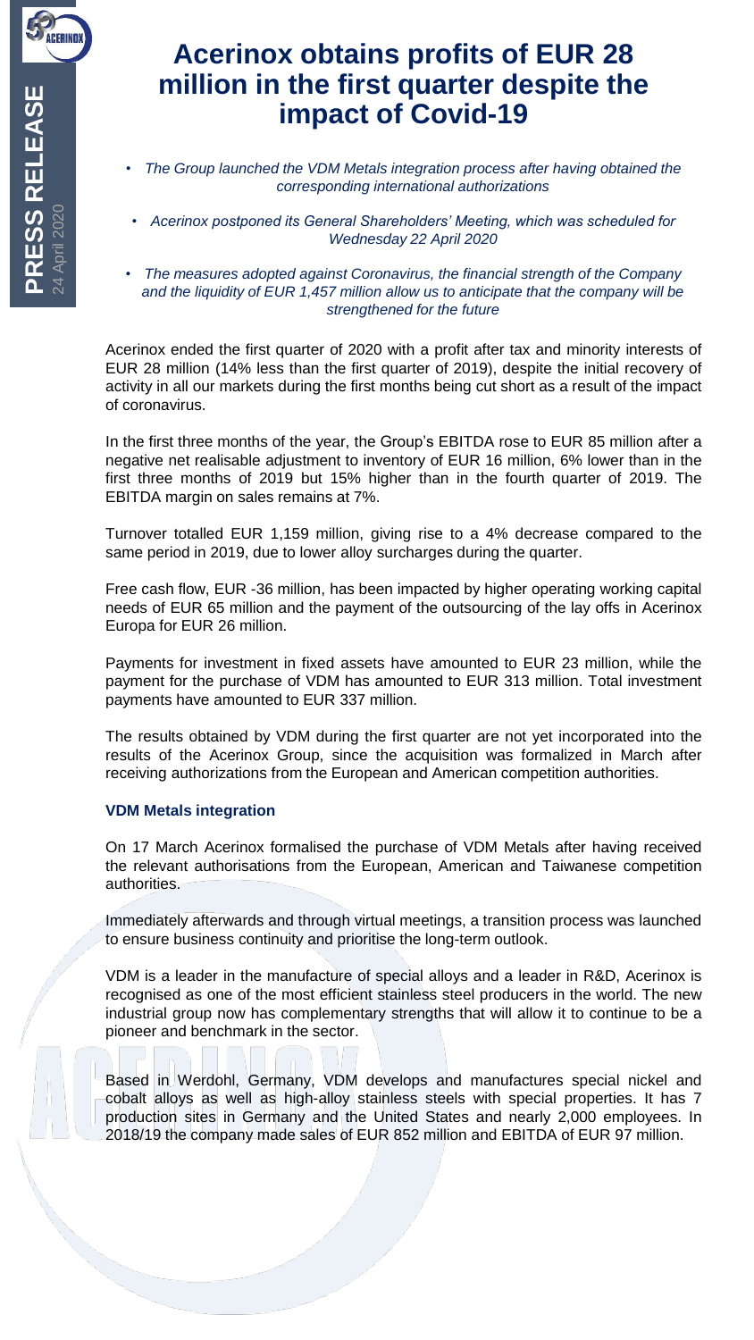# Acerinox obtains profits of EUR 28 million in the first quarter despite the impact of Covid-19

- *The Group launched the VDM Metals integration process after having obtained the corresponding international authorizations*
- *Acerinox postponed its General Shareholders' Meeting, which was scheduled for Wednesday 22 April 2020*
- *The measures adopted against Coronavirus, the financial strength of the Company and the liquidity of EUR 1,457 million allow us to anticipate that the company will be strengthened for the future*

Acerinox ended the first quarter of 2020 with a profit after tax and minority interests of EUR 28 million (14% less than the first quarter of 2019), despite the initial recovery of activity in all our markets during the first months being cut short as a result of the impact of coronavirus.

In the first three months of the year, the Group's EBITDA rose to EUR 85 million after a negative net realisable adjustment to inventory of EUR 16 million, 6% lower than in the first three months of 2019 but 15% higher than in the fourth quarter of 2019. The EBITDA margin on sales remains at 7%.

Turnover totalled EUR 1,159 million, giving rise to a 4% decrease compared to the same period in 2019, due to lower alloy surcharges during the quarter.

Free cash flow, EUR -36 million, has been impacted by higher operating working capital needs of EUR 65 million and the payment of the outsourcing of the lay offs in Acerinox Europa for EUR 26 million.

Payments for investment in fixed assets have amounted to EUR 23 million, while the payment for the purchase of VDM has amounted to EUR 313 million. Total investment payments have amounted to EUR 337 million.

The results obtained by VDM during the first quarter are not yet incorporated into the results of the Acerinox Group, since the acquisition was formalized in March after receiving authorizations from the European and American competition authorities.

## VDM Metals integration

On 17 March Acerinox formalised the purchase of VDM Metals after having received the relevant authorisations from the European, American and Taiwanese competition authorities.

Immediately afterwards and through virtual meetings, a transition process was launched to ensure business continuity and prioritise the long-term outlook.

VDM is a leader in the manufacture of special alloys and a leader in R&D, Acerinox is recognised as one of the most efficient stainless steel producers in the world. The new industrial group now has complementary strengths that will allow it to continue to be a pioneer and benchmark in the sector.

Based in Werdohl, Germany, VDM develops and manufactures special nickel and cobalt alloys as well as high-alloy stainless steels with special properties. It has 7 production sites in Germany and the United States and nearly 2,000 employees. In 2018/19 the company made sales of EUR 852 million and EBITDA of EUR 97 million.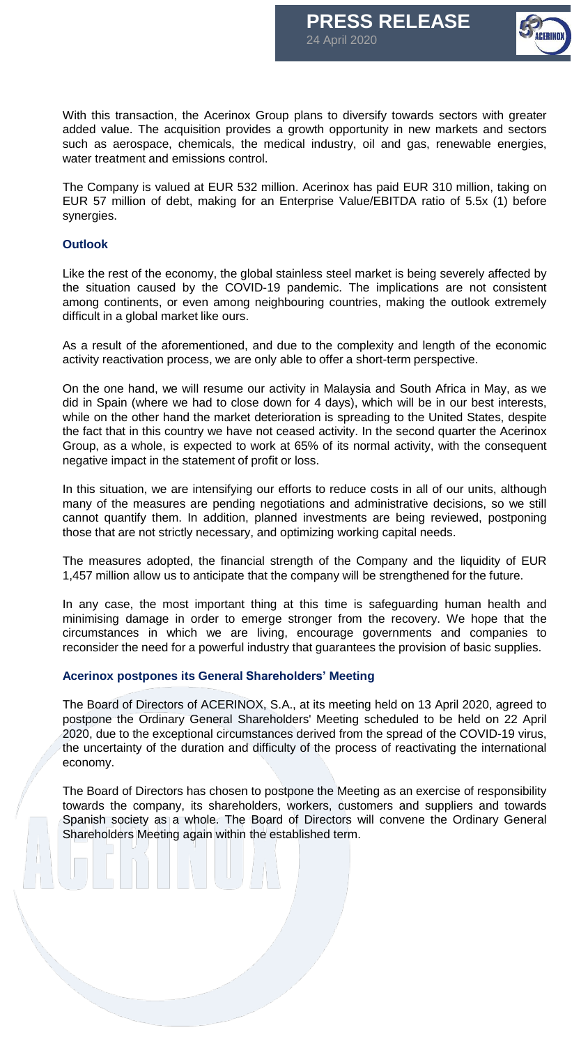With this transaction, the Acerinox Group plans to diversify towards sectors with greater added value. The acquisition provides a growth opportunity in new markets and sectors such as aerospace, chemicals, the medical industry, oil and gas, renewable energies, water treatment and emissions control.

The Company is valued at EUR 532 million. Acerinox has paid EUR 310 million, taking on EUR 57 million of debt, making for an Enterprise Value/EBITDA ratio of 5.5x (1) before synergies.

## Outlook

Like the rest of the economy, the global stainless steel market is being severely affected by the situation caused by the COVID-19 pandemic. The implications are not consistent among continents, or even among neighbouring countries, making the outlook extremely difficult in a global market like ours.

As a result of the aforementioned, and due to the complexity and length of the economic activity reactivation process, we are only able to offer a short-term perspective.

On the one hand, we will resume our activity in Malaysia and South Africa in May, as we did in Spain (where we had to close down for 4 days), which will be in our best interests, while on the other hand the market deterioration is spreading to the United States, despite the fact that in this country we have not ceased activity. In the second quarter the Acerinox Group, as a whole, is expected to work at 65% of its normal activity, with the consequent negative impact in the statement of profit or loss.

In this situation, we are intensifying our efforts to reduce costs in all of our units, although many of the measures are pending negotiations and administrative decisions, so we still cannot quantify them. In addition, planned investments are being reviewed, postponing those that are not strictly necessary, and optimizing working capital needs.

The measures adopted, the financial strength of the Company and the liquidity of EUR 1,457 million allow us to anticipate that the company will be strengthened for the future.

In any case, the most important thing at this time is safeguarding human health and minimising damage in order to emerge stronger from the recovery. We hope that the circumstances in which we are living, encourage governments and companies to reconsider the need for a powerful industry that guarantees the provision of basic supplies.

## Acerinox postpones its General Shareholders' Meeting

The Board of Directors of ACERINOX, S.A., at its meeting held on 13 April 2020, agreed to postpone the Ordinary General Shareholders' Meeting scheduled to be held on 22 April 2020, due to the exceptional circumstances derived from the spread of the COVID-19 virus, the uncertainty of the duration and difficulty of the process of reactivating the international economy.

The Board of Directors has chosen to postpone the Meeting as an exercise of responsibility towards the company, its shareholders, workers, customers and suppliers and towards Spanish society as a whole. The Board of Directors will convene the Ordinary General Shareholders Meeting again within the established term.